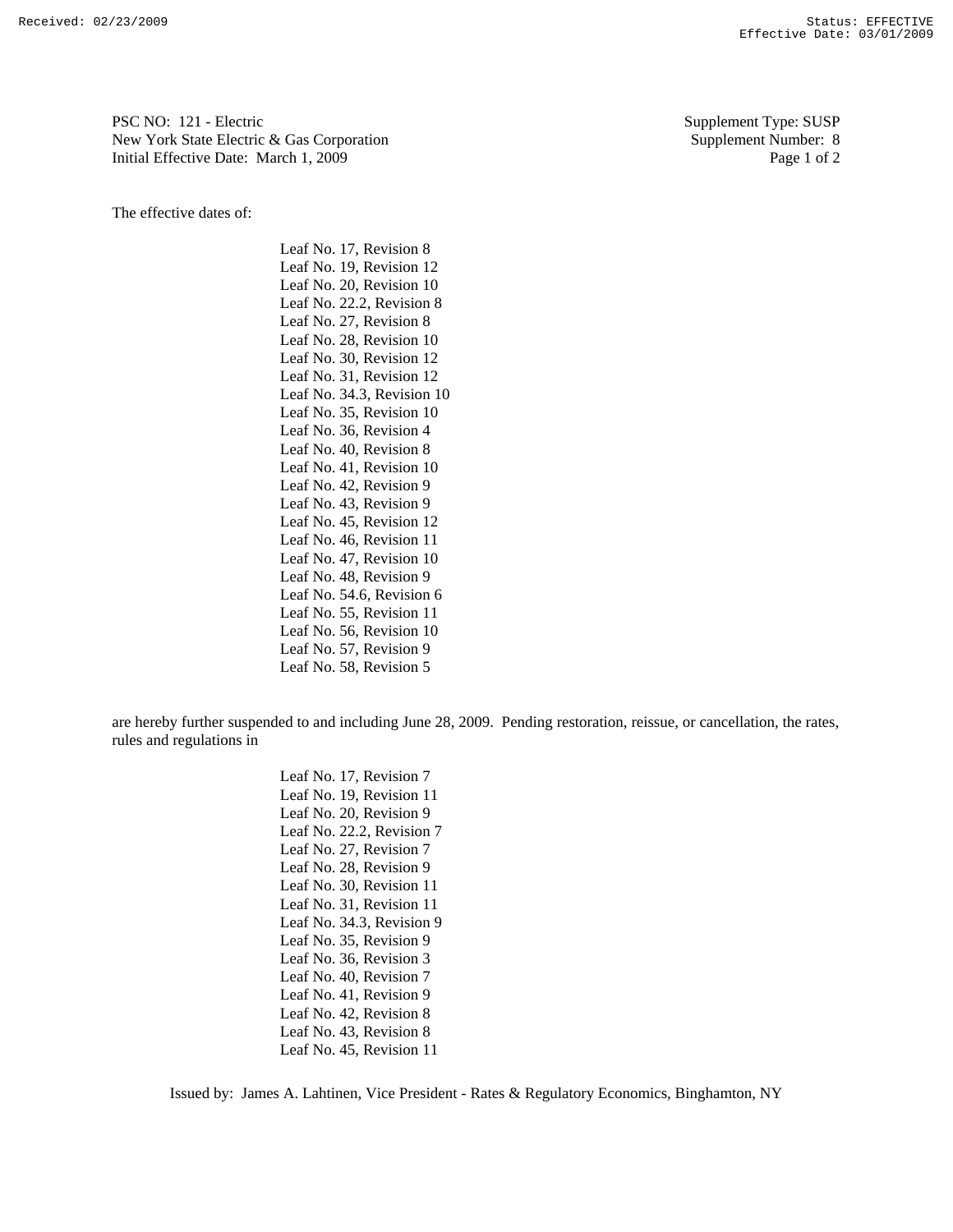PSC NO: 121 - Electric
New York State Electric & Gas Corporation
Initial Effective Date: March 1, 2009

Supplement Type: SUSP
Supplement Number: 8

The effective dates of:

Leaf No. 17, Revision 8
Leaf No. 19, Revision 12
Leaf No. 20, Revision 10
Leaf No. 22.2, Revision 8
Leaf No. 27, Revision 8
Leaf No. 28, Revision 10
Leaf No. 30, Revision 12
Leaf No. 31, Revision 12
Leaf No. 34.3, Revision 10
Leaf No. 35, Revision 10
Leaf No. 36, Revision 4
Leaf No. 40, Revision 8
Leaf No. 41, Revision 10
Leaf No. 42, Revision 9
Leaf No. 43, Revision 9
Leaf No. 45, Revision 12
Leaf No. 46, Revision 11
Leaf No. 47, Revision 10
Leaf No. 48, Revision 9
Leaf No. 54.6, Revision 6
Leaf No. 55, Revision 11
Leaf No. 56, Revision 10
Leaf No. 57, Revision 9
Leaf No. 58, Revision 5

are hereby further suspended to and including June 28, 2009. Pending restoration, reissue, or cancellation, the rates, rules and regulations in

Leaf No. 17, Revision 7
Leaf No. 19, Revision 11
Leaf No. 20, Revision 9
Leaf No. 22.2, Revision 7
Leaf No. 27, Revision 7
Leaf No. 28, Revision 9
Leaf No. 30, Revision 11
Leaf No. 31, Revision 11
Leaf No. 34.3, Revision 9
Leaf No. 35, Revision 9
Leaf No. 36, Revision 3
Leaf No. 40, Revision 7
Leaf No. 41, Revision 9
Leaf No. 42, Revision 8
Leaf No. 43, Revision 8
Leaf No. 45, Revision 11

Issued by: James A. Lahtinen, Vice President - Rates & Regulatory Economics, Binghamton, NY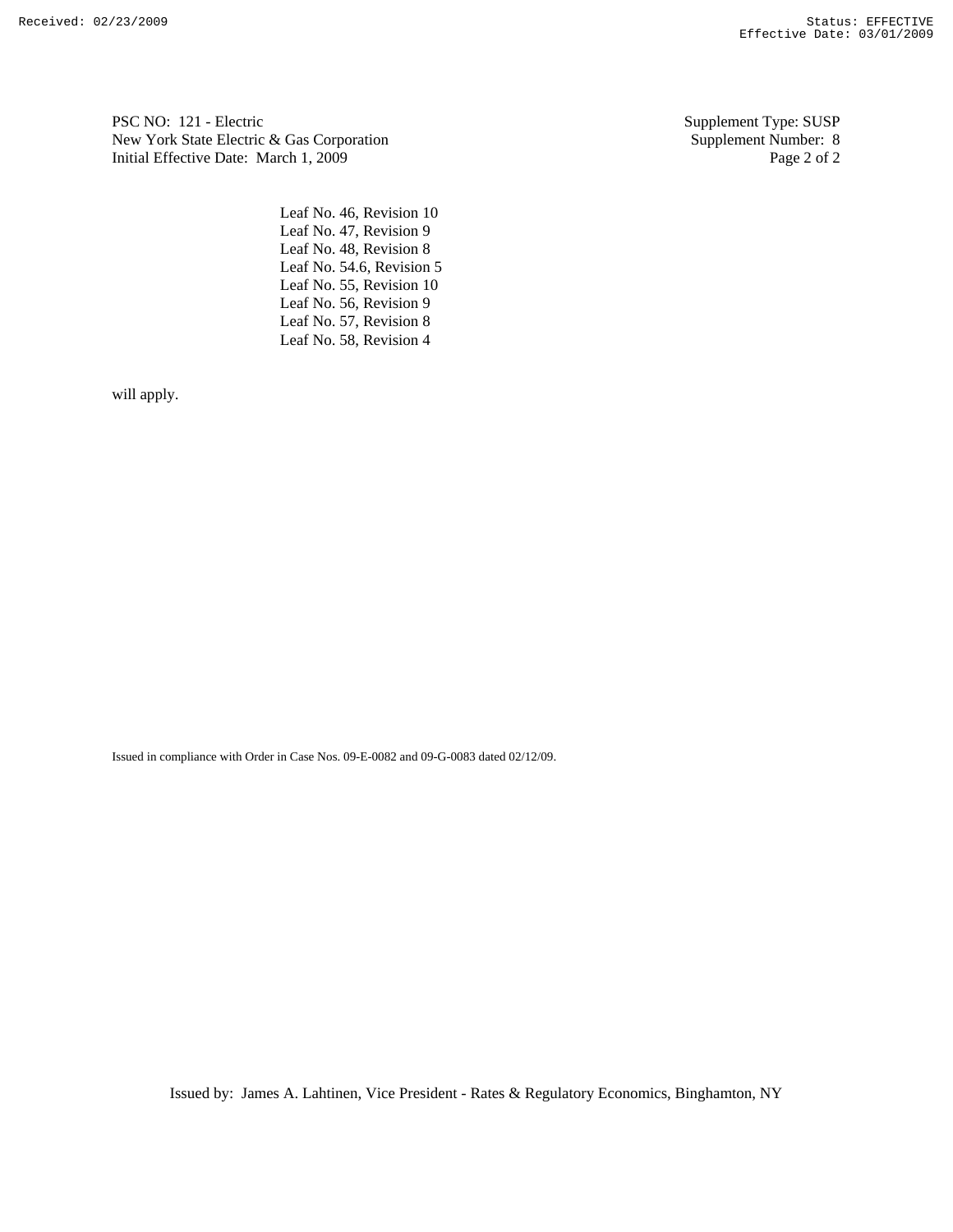PSC NO: 121 - Electric
New York State Electric & Gas Corporation
Initial Effective Date: March 1, 2009

Supplement Type: SUSP
Supplement Number: 8

Leaf No. 46, Revision 10
Leaf No. 47, Revision 9
Leaf No. 48, Revision 8
Leaf No. 54.6, Revision 5
Leaf No. 55, Revision 10
Leaf No. 56, Revision 9
Leaf No. 57, Revision 8
Leaf No. 58, Revision 4

will apply.

Issued in compliance with Order in Case Nos. 09-E-0082 and 09-G-0083 dated 02/12/09.

Issued by: James A. Lahtinen, Vice President - Rates & Regulatory Economics, Binghamton, NY